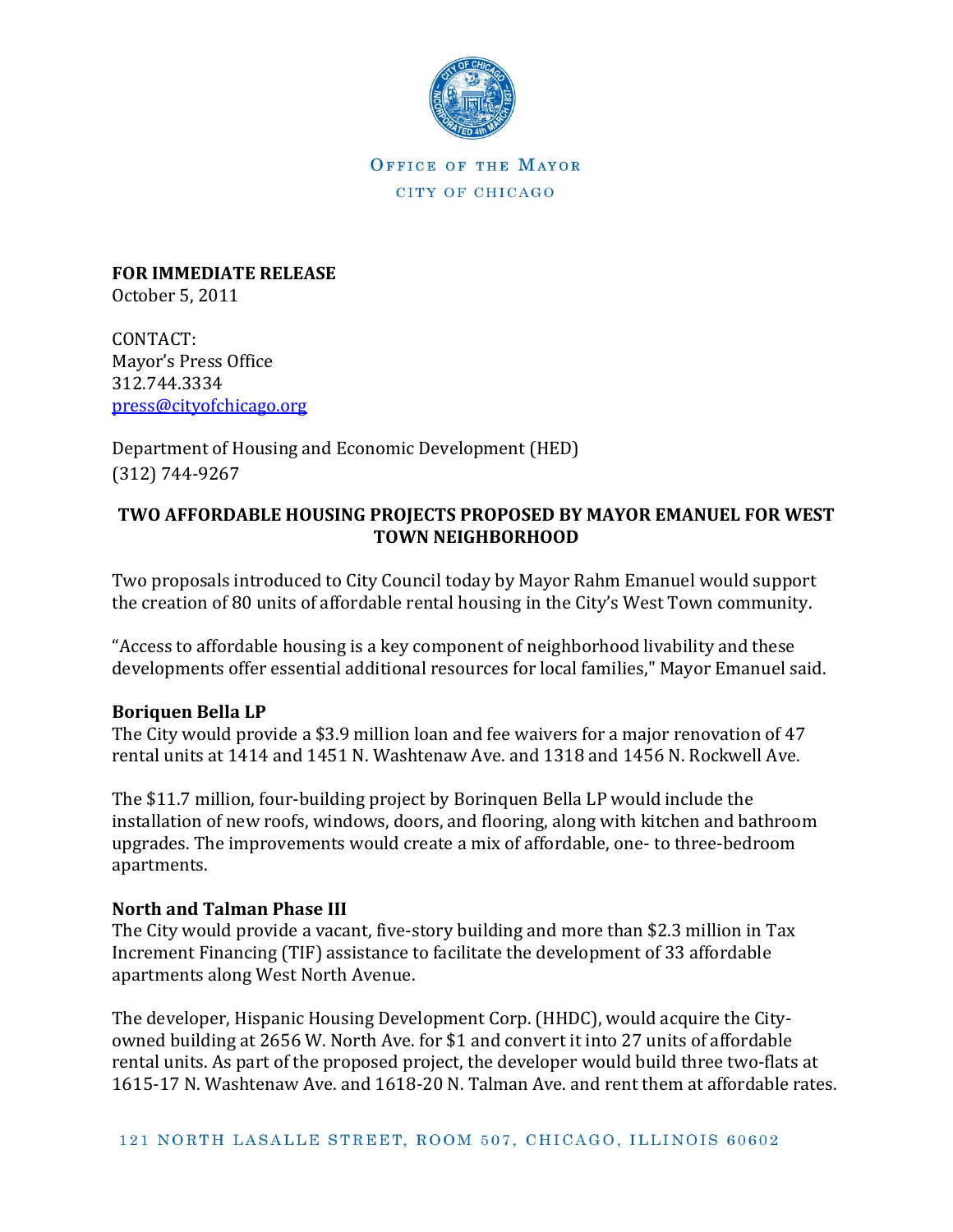OFFICE OF THE MAYOR
CITY OF CHICAGO

**FOR IMMEDIATE RELEASE**
October 5, 2011

CONTACT:
Mayor's Press Office
312.744.3334
press@cityofchicago.org

Department of Housing and Economic Development (HED)
(312) 744-9267

## TWO AFFORDABLE HOUSING PROJECTS PROPOSED BY MAYOR EMANUEL FOR WEST TOWN NEIGHBORHOOD

Two proposals introduced to City Council today by Mayor Rahm Emanuel would support the creation of 80 units of affordable rental housing in the City's West Town community.

"Access to affordable housing is a key component of neighborhood livability and these developments offer essential additional resources for local families," Mayor Emanuel said.

**Boriquen Bella LP**
The City would provide a $3.9 million loan and fee waivers for a major renovation of 47 rental units at 1414 and 1451 N. Washtenaw Ave. and 1318 and 1456 N. Rockwell Ave.

The $11.7 million, four-building project by Borinquen Bella LP would include the installation of new roofs, windows, doors, and flooring, along with kitchen and bathroom upgrades. The improvements would create a mix of affordable, one- to three-bedroom apartments.

**North and Talman Phase III**
The City would provide a vacant, five-story building and more than $2.3 million in Tax Increment Financing (TIF) assistance to facilitate the development of 33 affordable apartments along West North Avenue.

The developer, Hispanic Housing Development Corp. (HHDC), would acquire the City-owned building at 2656 W. North Ave. for $1 and convert it into 27 units of affordable rental units. As part of the proposed project, the developer would build three two-flats at 1615-17 N. Washtenaw Ave. and 1618-20 N. Talman Ave. and rent them at affordable rates.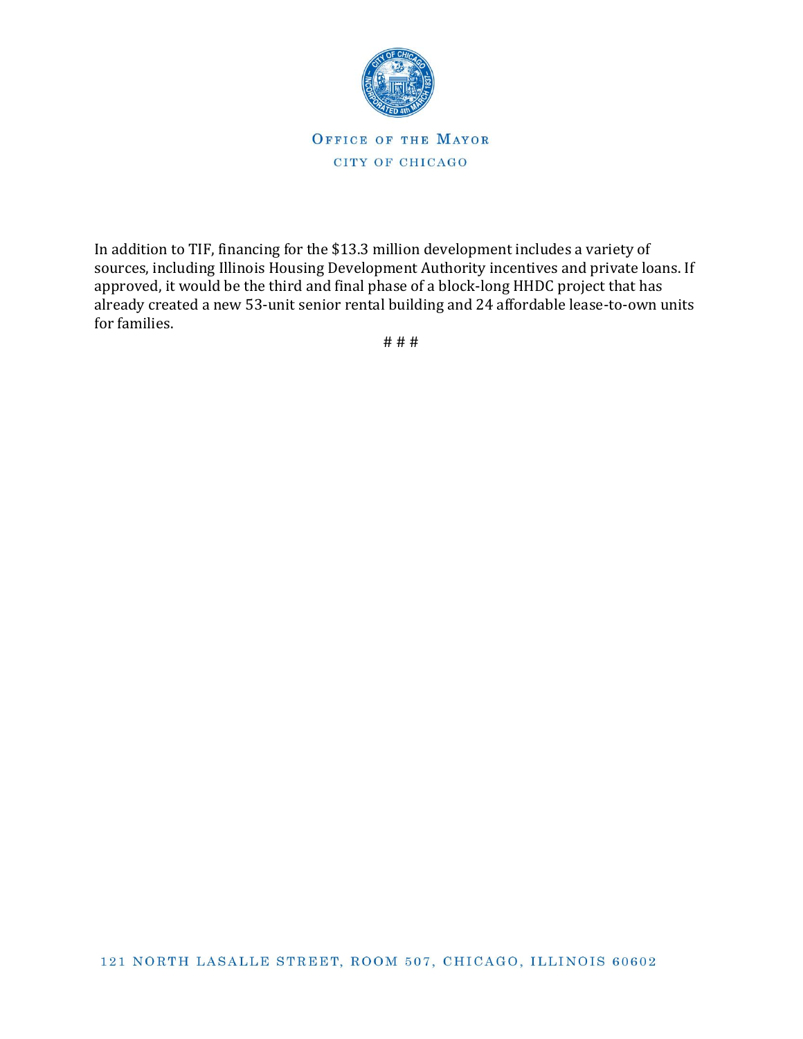In addition to TIF, financing for the $13.3 million development includes a variety of sources, including Illinois Housing Development Authority incentives and private loans. If approved, it would be the third and final phase of a block-long HHDC project that has already created a new 53-unit senior rental building and 24 affordable lease-to-own units for families.

# # #